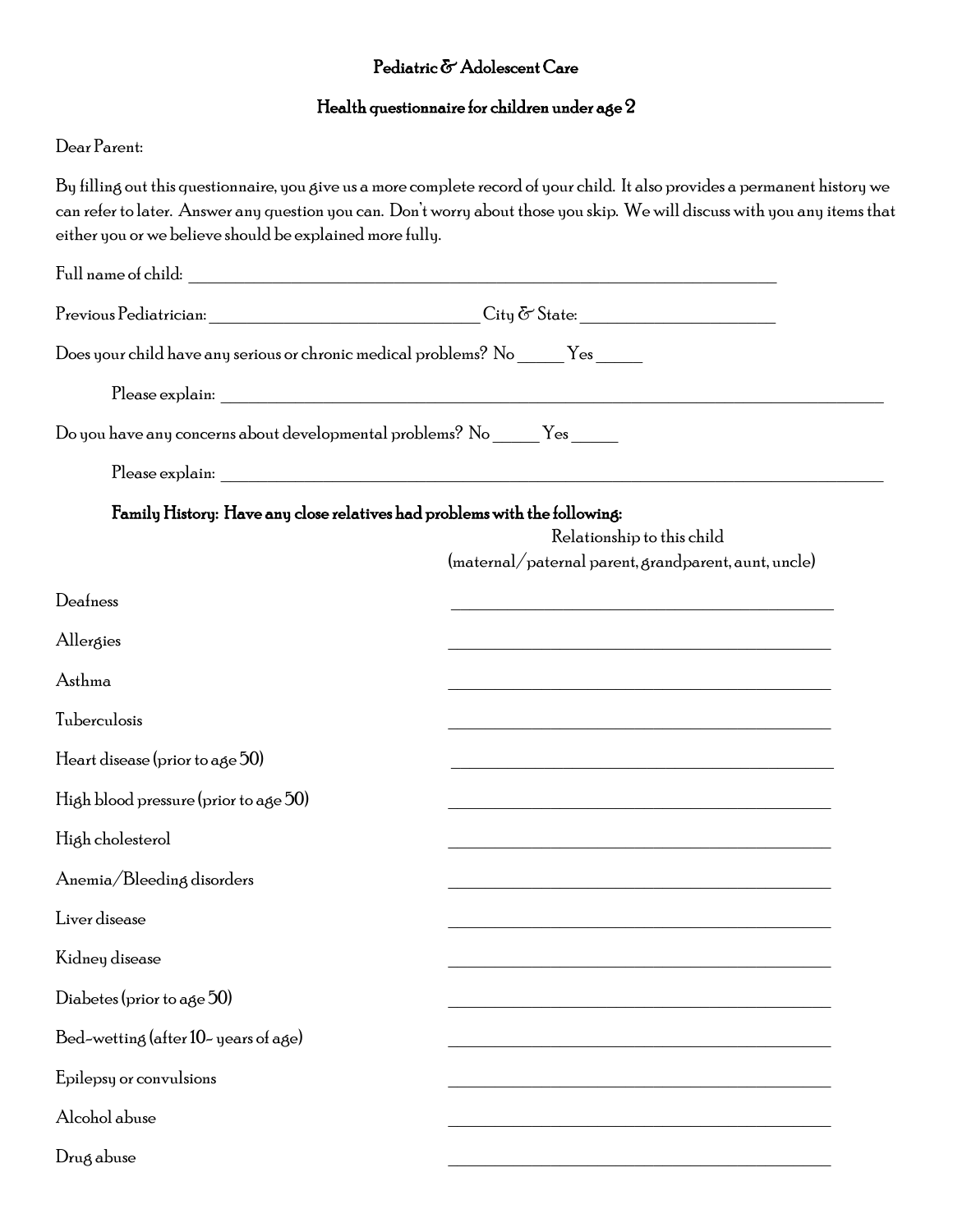# Pediatric & Adolescent Care

## Health questionnaire for children under age 2

Dear Parent:

By filling out this questionnaire, you give us a more complete record of your child. It also provides a permanent history we can refer to later. Answer any question you can. Don't worry about those you skip. We will discuss with you any items that either you or we believe should be explained more fully.

Full name of child: ______________________________________________________________

Previous Pediatrician: ______________________________ City & State: ____________________

Does your child have any serious or chronic medical problems? No _____ Yes _____

Please explain: ______________________________________________________________

Do you have any concerns about developmental problems? No _____ Yes _____

Please explain: ______________________________________________________________

**Family History: Have any close relatives had problems with the following:**

| | Relationship to this child (maternal/paternal parent, grandparent, aunt, uncle) |
|---|---|
| Deafness | ________________________________ |
| Allergies | ________________________________ |
| Asthma | ________________________________ |
| Tuberculosis | ________________________________ |
| Heart disease (prior to age 50) | ________________________________ |
| High blood pressure (prior to age 50) | ________________________________ |
| High cholesterol | ________________________________ |
| Anemia/Bleeding disorders | ________________________________ |
| Liver disease | ________________________________ |
| Kidney disease | ________________________________ |
| Diabetes (prior to age 50) | ________________________________ |
| Bed-wetting (after 10- years of age) | ________________________________ |
| Epilepsy or convulsions | ________________________________ |
| Alcohol abuse | ________________________________ |
| Drug abuse | ________________________________ |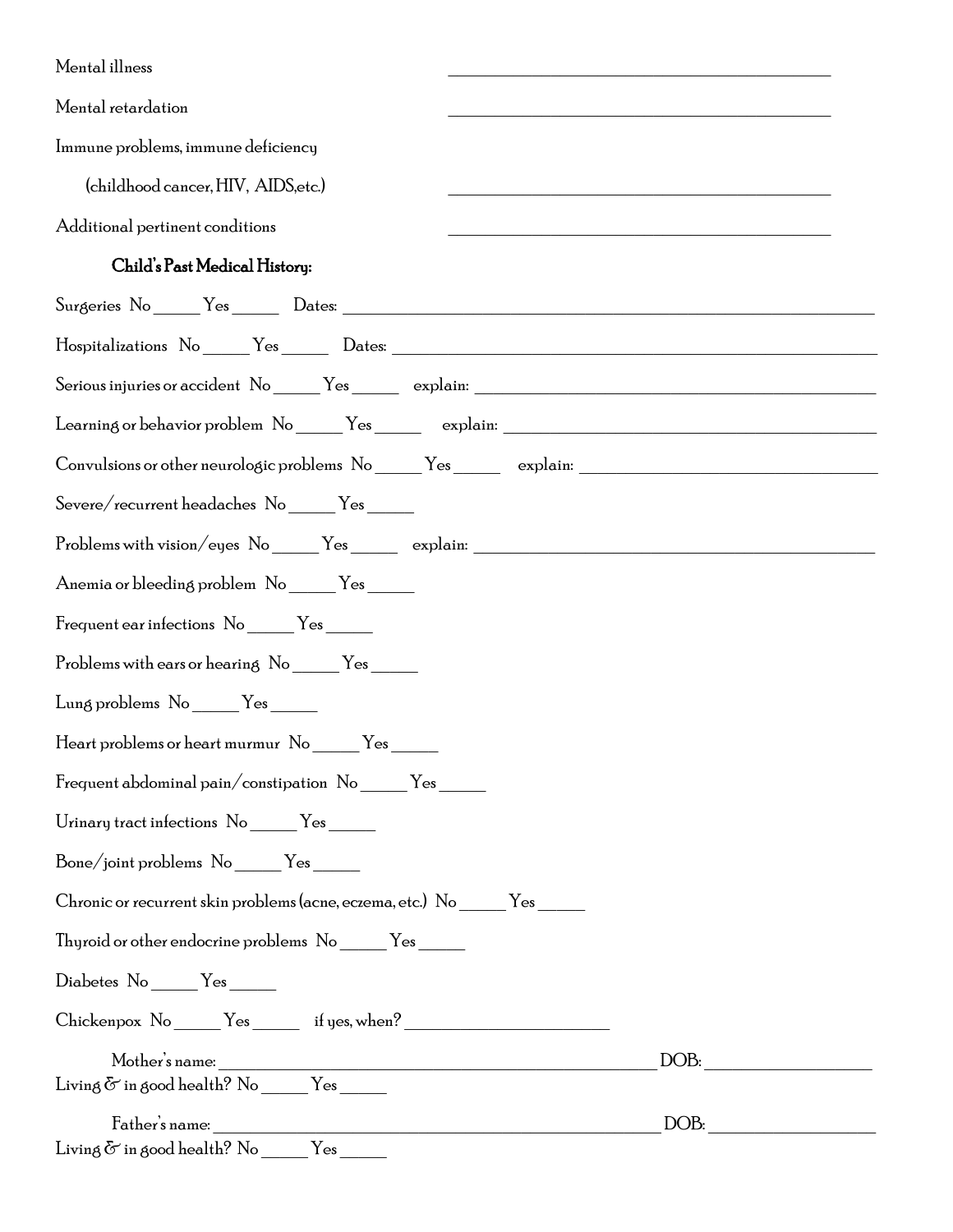Mental illness ______________________________

Mental retardation ______________________________

Immune problems, immune deficiency

(childhood cancer, HIV, AIDS,etc.) ______________________________

Additional pertinent conditions ______________________________

### Child's Past Medical History:

Surgeries No _____ Yes _____ Dates: ______________________________

Hospitalizations No _____ Yes _____ Dates: ______________________________

Serious injuries or accident No _____ Yes _____ explain: ______________________________

Learning or behavior problem No _____ Yes _____ explain: ______________________________

Convulsions or other neurologic problems No _____ Yes _____ explain: ______________________________

Severe/recurrent headaches No _____ Yes _____

Problems with vision/eyes No _____ Yes _____ explain: ______________________________

Anemia or bleeding problem No _____ Yes _____

Frequent ear infections No _____ Yes _____

Problems with ears or hearing No _____ Yes _____

Lung problems No _____ Yes _____

Heart problems or heart murmur No _____ Yes _____

Frequent abdominal pain/constipation No _____ Yes _____

Urinary tract infections No _____ Yes _____

Bone/joint problems No _____ Yes _____

Chronic or recurrent skin problems (acne, eczema, etc.) No _____ Yes _____

Thyroid or other endocrine problems No _____ Yes _____

Diabetes No _____ Yes _____

Chickenpox No _____ Yes _____ if yes, when? ____________________

Mother's name: ______________________________ DOB: ____________________
Living & in good health? No _____ Yes _____

Father's name: ______________________________ DOB: ____________________
Living & in good health? No _____ Yes _____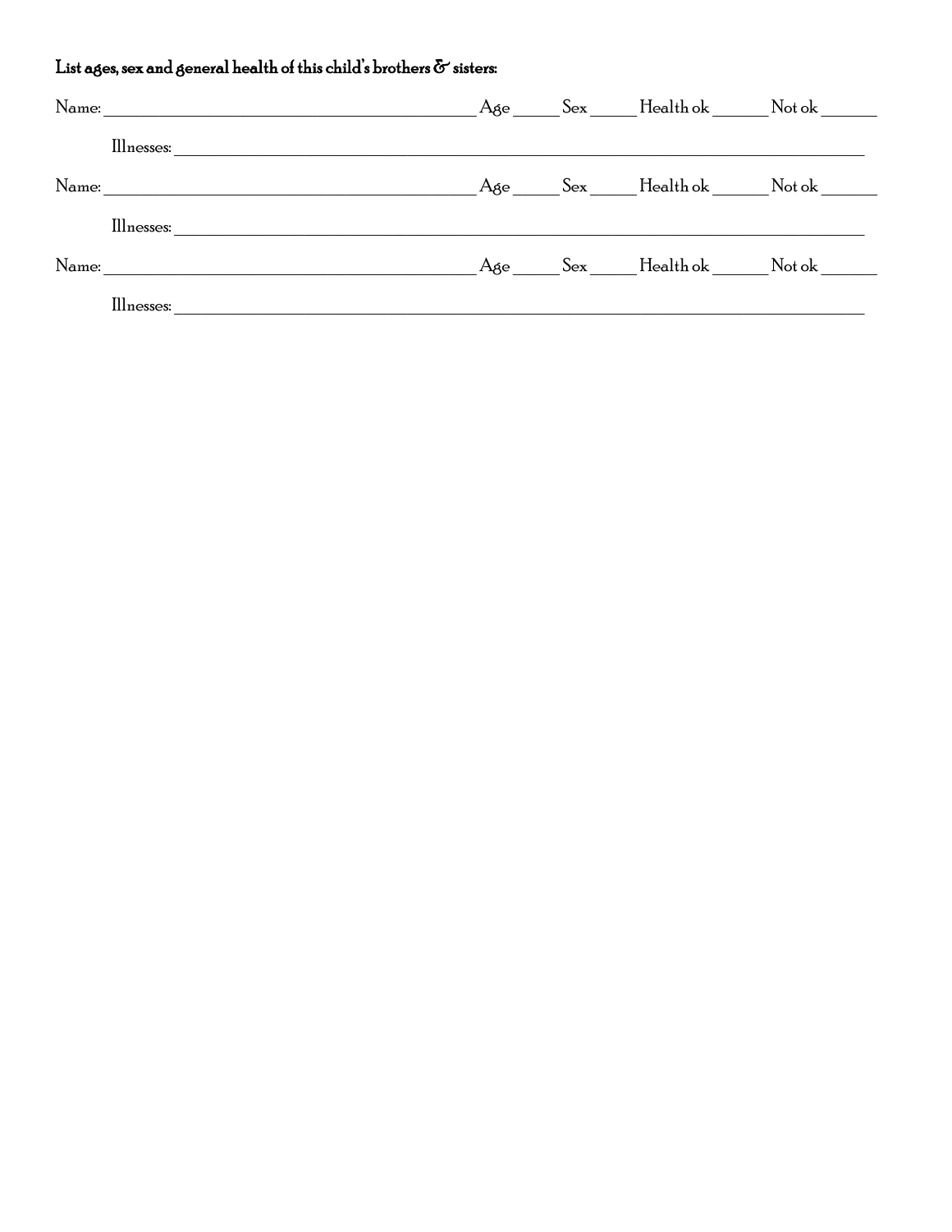**List ages, sex and general health of this child's brothers & sisters:**

Name: ______________________________ Age _____ Sex _____ Health ok ______ Not ok ______

Illnesses: ______________________________________________________________

Name: ______________________________ Age _____ Sex _____ Health ok ______ Not ok ______

Illnesses: ______________________________________________________________

Name: ______________________________ Age _____ Sex _____ Health ok ______ Not ok ______

Illnesses: ______________________________________________________________